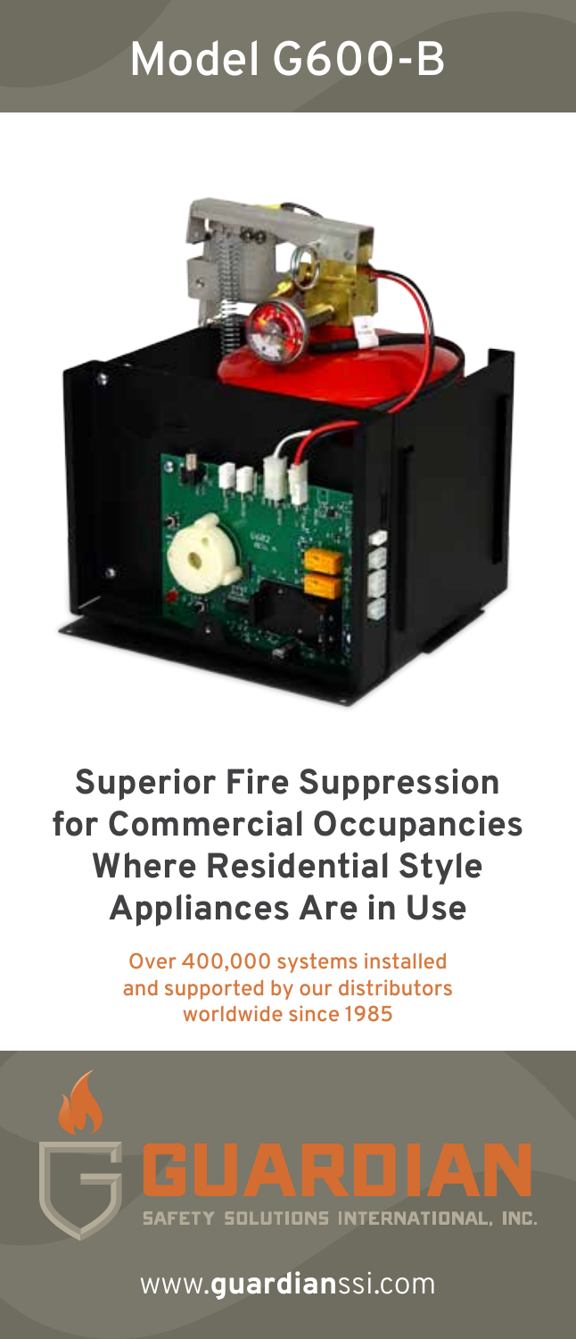# Model G600-B

## Superior Fire Suppression for Commercial Occupancies Where Residential Style Appliances Are in Use

Over 400,000 systems installed and supported by our distributors worldwide since 1985

GUARDIAN

SAFETY SOLUTIONS INTERNATIONAL, INC.

www.guardianssi.com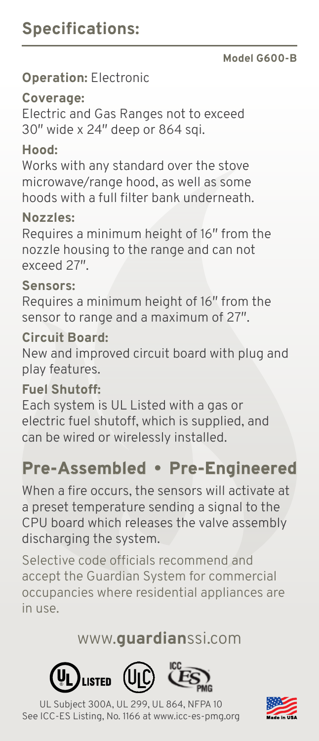## Specifications:

**Model G600-B**

**Operation:** Electronic

**Coverage:**
Electric and Gas Ranges not to exceed 30" wide x 24" deep or 864 sqi.

**Hood:**
Works with any standard over the stove microwave/range hood, as well as some hoods with a full filter bank underneath.

**Nozzles:**
Requires a minimum height of 16" from the nozzle housing to the range and can not exceed 27".

**Sensors:**
Requires a minimum height of 16" from the sensor to range and a maximum of 27".

**Circuit Board:**
New and improved circuit board with plug and play features.

**Fuel Shutoff:**
Each system is UL Listed with a gas or electric fuel shutoff, which is supplied, and can be wired or wirelessly installed.

## Pre-Assembled • Pre-Engineered

When a fire occurs, the sensors will activate at a preset temperature sending a signal to the CPU board which releases the valve assembly discharging the system.

Selective code officials recommend and accept the Guardian System for commercial occupancies where residential appliances are in use.

www.**guardian**ssi.com

UL LISTED

UL Subject 300A, UL 299, UL 864, NFPA 10
See ICC-ES Listing, No. 1166 at www.icc-es-pmg.org

Made in USA